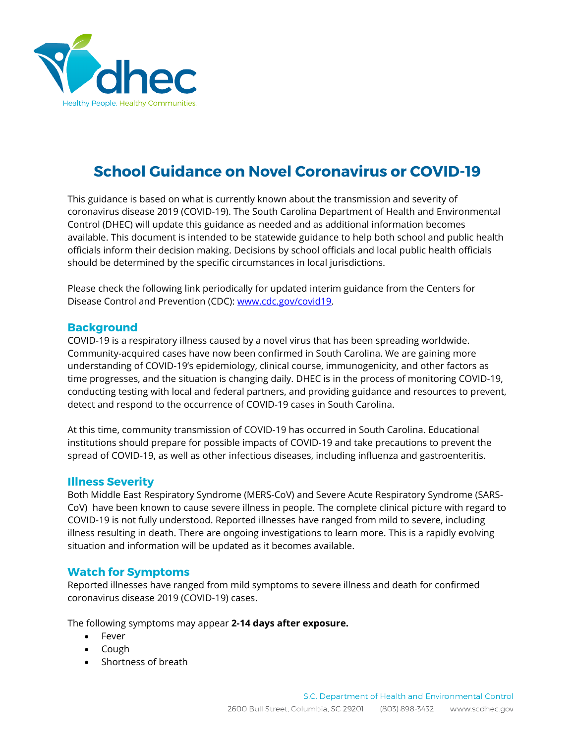# School Guidance on Novel Coronavirus or COVID-19

This guidance is based on what is currently known about the transmission and severity of coronavirus disease 2019 (COVID-19). The South Carolina Department of Health and Environmental Control (DHEC) will update this guidance as needed and as additional information becomes available. This document is intended to be statewide guidance to help both school and public health officials inform their decision making. Decisions by school officials and local public health officials should be determined by the specific circumstances in local jurisdictions.

Please check the following link periodically for updated interim guidance from the Centers for Disease Control and Prevention (CDC): [www.cdc.gov/covid19](www.cdc.gov/covid19).

## Background

COVID-19 is a respiratory illness caused by a novel virus that has been spreading worldwide. Community-acquired cases have now been confirmed in South Carolina. We are gaining more understanding of COVID-19's epidemiology, clinical course, immunogenicity, and other factors as time progresses, and the situation is changing daily. DHEC is in the process of monitoring COVID-19, conducting testing with local and federal partners, and providing guidance and resources to prevent, detect and respond to the occurrence of COVID-19 cases in South Carolina.

At this time, community transmission of COVID-19 has occurred in South Carolina. Educational institutions should prepare for possible impacts of COVID-19 and take precautions to prevent the spread of COVID-19, as well as other infectious diseases, including influenza and gastroenteritis.

## Illness Severity

Both Middle East Respiratory Syndrome (MERS-CoV) and Severe Acute Respiratory Syndrome (SARS-CoV) have been known to cause severe illness in people. The complete clinical picture with regard to COVID-19 is not fully understood. Reported illnesses have ranged from mild to severe, including illness resulting in death. There are ongoing investigations to learn more. This is a rapidly evolving situation and information will be updated as it becomes available.

## Watch for Symptoms

Reported illnesses have ranged from mild symptoms to severe illness and death for confirmed coronavirus disease 2019 (COVID-19) cases.

The following symptoms may appear **2-14 days after exposure.**

- Fever
- Cough
- Shortness of breath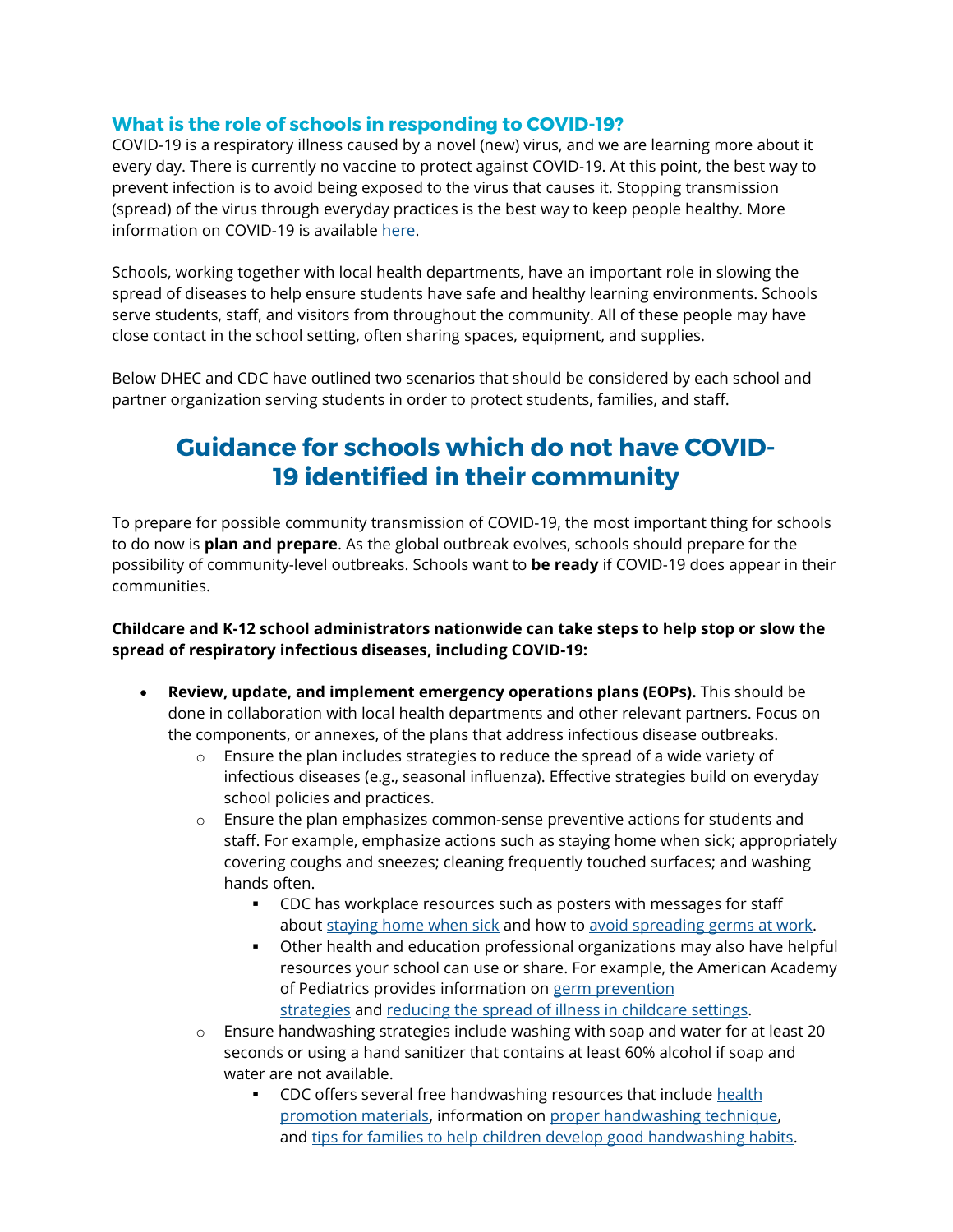### What is the role of schools in responding to COVID-19?

COVID-19 is a respiratory illness caused by a novel (new) virus, and we are learning more about it every day. There is currently no vaccine to protect against COVID-19. At this point, the best way to prevent infection is to avoid being exposed to the virus that causes it. Stopping transmission (spread) of the virus through everyday practices is the best way to keep people healthy. More information on COVID-19 is available here.

Schools, working together with local health departments, have an important role in slowing the spread of diseases to help ensure students have safe and healthy learning environments. Schools serve students, staff, and visitors from throughout the community. All of these people may have close contact in the school setting, often sharing spaces, equipment, and supplies.

Below DHEC and CDC have outlined two scenarios that should be considered by each school and partner organization serving students in order to protect students, families, and staff.

## Guidance for schools which do not have COVID-19 identified in their community

To prepare for possible community transmission of COVID-19, the most important thing for schools to do now is **plan and prepare**. As the global outbreak evolves, schools should prepare for the possibility of community-level outbreaks. Schools want to **be ready** if COVID-19 does appear in their communities.

**Childcare and K-12 school administrators nationwide can take steps to help stop or slow the spread of respiratory infectious diseases, including COVID-19:**

- **Review, update, and implement emergency operations plans (EOPs).** This should be done in collaboration with local health departments and other relevant partners. Focus on the components, or annexes, of the plans that address infectious disease outbreaks.
  - Ensure the plan includes strategies to reduce the spread of a wide variety of infectious diseases (e.g., seasonal influenza). Effective strategies build on everyday school policies and practices.
  - Ensure the plan emphasizes common-sense preventive actions for students and staff. For example, emphasize actions such as staying home when sick; appropriately covering coughs and sneezes; cleaning frequently touched surfaces; and washing hands often.
    - CDC has workplace resources such as posters with messages for staff about staying home when sick and how to avoid spreading germs at work.
    - Other health and education professional organizations may also have helpful resources your school can use or share. For example, the American Academy of Pediatrics provides information on germ prevention strategies and reducing the spread of illness in childcare settings.
  - Ensure handwashing strategies include washing with soap and water for at least 20 seconds or using a hand sanitizer that contains at least 60% alcohol if soap and water are not available.
    - CDC offers several free handwashing resources that include health promotion materials, information on proper handwashing technique, and tips for families to help children develop good handwashing habits.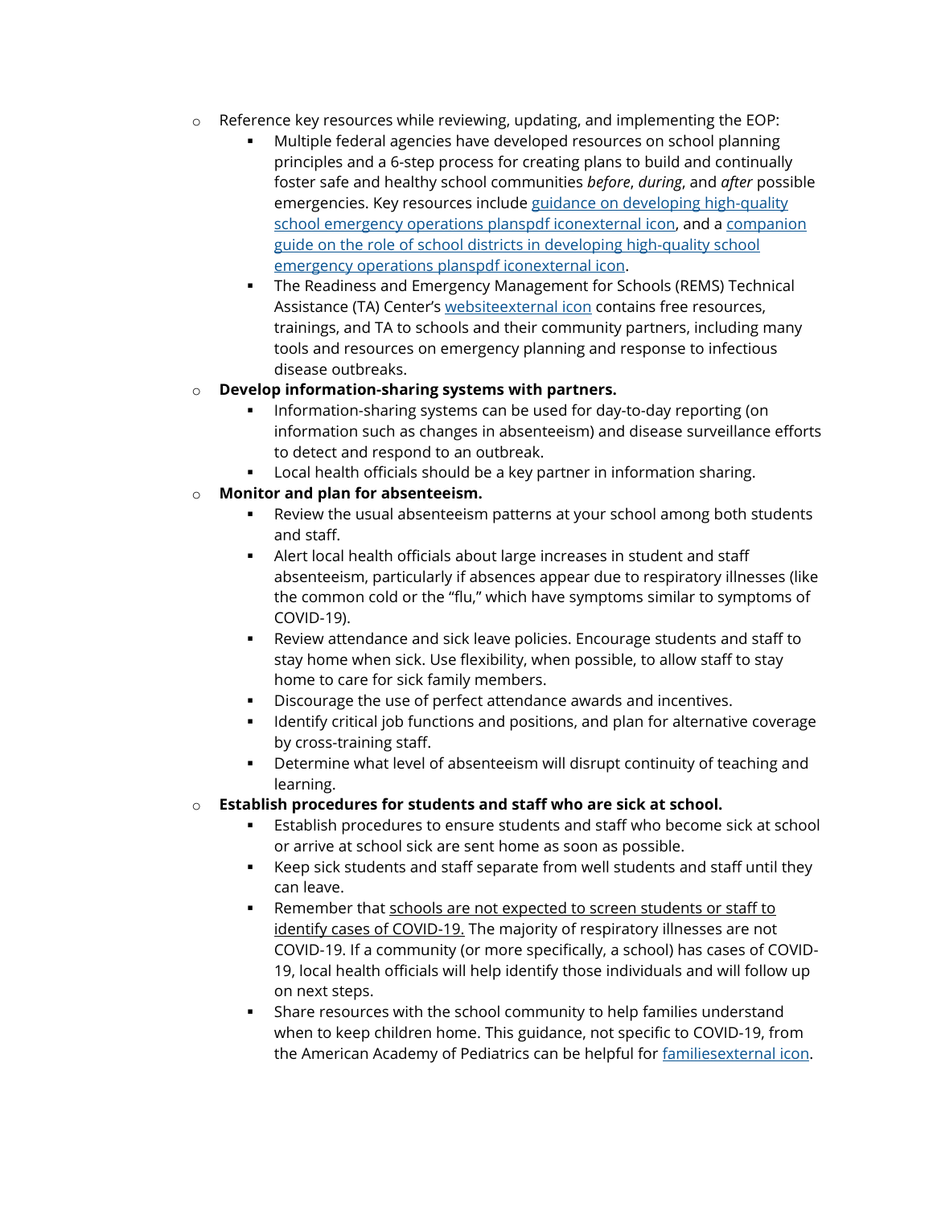- Reference key resources while reviewing, updating, and implementing the EOP:
  - Multiple federal agencies have developed resources on school planning principles and a 6-step process for creating plans to build and continually foster safe and healthy school communities *before*, *during*, and *after* possible emergencies. Key resources include guidance on developing high-quality school emergency operations planspdf iconexternal icon, and a companion guide on the role of school districts in developing high-quality school emergency operations planspdf iconexternal icon.
  - The Readiness and Emergency Management for Schools (REMS) Technical Assistance (TA) Center's websiteexternal icon contains free resources, trainings, and TA to schools and their community partners, including many tools and resources on emergency planning and response to infectious disease outbreaks.
- **Develop information-sharing systems with partners.**
  - Information-sharing systems can be used for day-to-day reporting (on information such as changes in absenteeism) and disease surveillance efforts to detect and respond to an outbreak.
  - Local health officials should be a key partner in information sharing.
- **Monitor and plan for absenteeism.**
  - Review the usual absenteeism patterns at your school among both students and staff.
  - Alert local health officials about large increases in student and staff absenteeism, particularly if absences appear due to respiratory illnesses (like the common cold or the "flu," which have symptoms similar to symptoms of COVID-19).
  - Review attendance and sick leave policies. Encourage students and staff to stay home when sick. Use flexibility, when possible, to allow staff to stay home to care for sick family members.
  - Discourage the use of perfect attendance awards and incentives.
  - Identify critical job functions and positions, and plan for alternative coverage by cross-training staff.
  - Determine what level of absenteeism will disrupt continuity of teaching and learning.
- **Establish procedures for students and staff who are sick at school.**
  - Establish procedures to ensure students and staff who become sick at school or arrive at school sick are sent home as soon as possible.
  - Keep sick students and staff separate from well students and staff until they can leave.
  - Remember that schools are not expected to screen students or staff to identify cases of COVID-19. The majority of respiratory illnesses are not COVID-19. If a community (or more specifically, a school) has cases of COVID-19, local health officials will help identify those individuals and will follow up on next steps.
  - Share resources with the school community to help families understand when to keep children home. This guidance, not specific to COVID-19, from the American Academy of Pediatrics can be helpful for familiesexternal icon.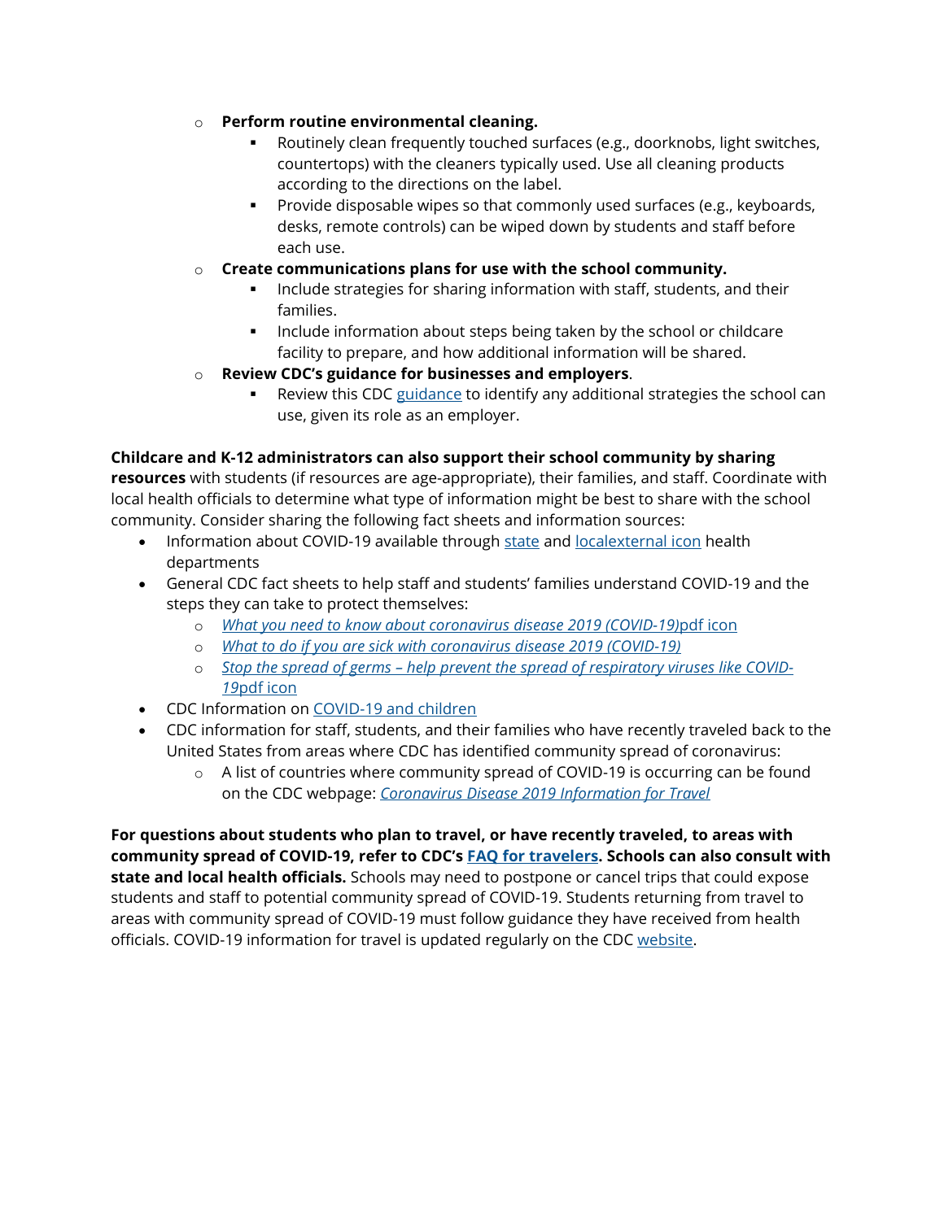- **Perform routine environmental cleaning.**
  - Routinely clean frequently touched surfaces (e.g., doorknobs, light switches, countertops) with the cleaners typically used. Use all cleaning products according to the directions on the label.
  - Provide disposable wipes so that commonly used surfaces (e.g., keyboards, desks, remote controls) can be wiped down by students and staff before each use.
- **Create communications plans for use with the school community.**
  - Include strategies for sharing information with staff, students, and their families.
  - Include information about steps being taken by the school or childcare facility to prepare, and how additional information will be shared.
- **Review CDC's guidance for businesses and employers**.
  - Review this CDC guidance to identify any additional strategies the school can use, given its role as an employer.

**Childcare and K-12 administrators can also support their school community by sharing resources** with students (if resources are age-appropriate), their families, and staff. Coordinate with local health officials to determine what type of information might be best to share with the school community. Consider sharing the following fact sheets and information sources:

- Information about COVID-19 available through state and localexternal icon health departments
- General CDC fact sheets to help staff and students' families understand COVID-19 and the steps they can take to protect themselves:
  - *What you need to know about coronavirus disease 2019 (COVID-19)*pdf icon
  - *What to do if you are sick with coronavirus disease 2019 (COVID-19)*
  - *Stop the spread of germs – help prevent the spread of respiratory viruses like COVID-19*pdf icon
- CDC Information on COVID-19 and children
- CDC information for staff, students, and their families who have recently traveled back to the United States from areas where CDC has identified community spread of coronavirus:
  - A list of countries where community spread of COVID-19 is occurring can be found on the CDC webpage: *Coronavirus Disease 2019 Information for Travel*

**For questions about students who plan to travel, or have recently traveled, to areas with community spread of COVID-19, refer to CDC's FAQ for travelers. Schools can also consult with state and local health officials.** Schools may need to postpone or cancel trips that could expose students and staff to potential community spread of COVID-19. Students returning from travel to areas with community spread of COVID-19 must follow guidance they have received from health officials. COVID-19 information for travel is updated regularly on the CDC website.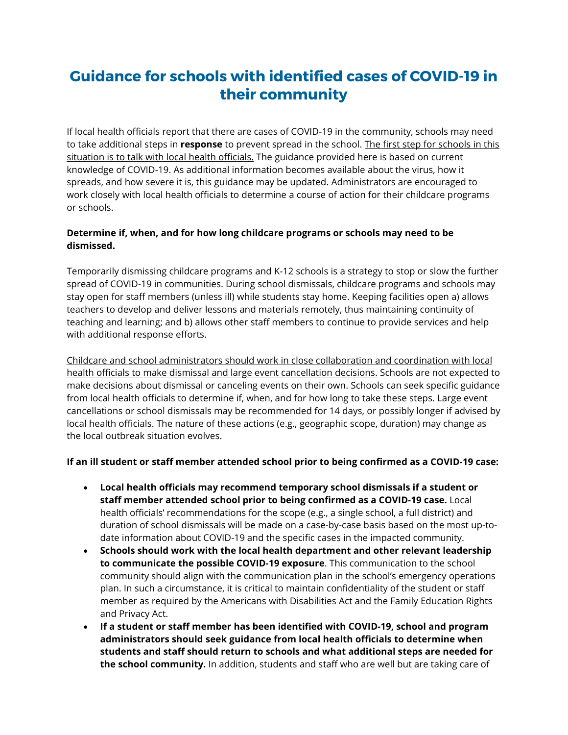# Guidance for schools with identified cases of COVID-19 in their community

If local health officials report that there are cases of COVID-19 in the community, schools may need to take additional steps in **response** to prevent spread in the school. <u>The first step for schools in this situation is to talk with local health officials.</u> The guidance provided here is based on current knowledge of COVID-19. As additional information becomes available about the virus, how it spreads, and how severe it is, this guidance may be updated. Administrators are encouraged to work closely with local health officials to determine a course of action for their childcare programs or schools.

**Determine if, when, and for how long childcare programs or schools may need to be dismissed.**

Temporarily dismissing childcare programs and K-12 schools is a strategy to stop or slow the further spread of COVID-19 in communities. During school dismissals, childcare programs and schools may stay open for staff members (unless ill) while students stay home. Keeping facilities open a) allows teachers to develop and deliver lessons and materials remotely, thus maintaining continuity of teaching and learning; and b) allows other staff members to continue to provide services and help with additional response efforts.

<u>Childcare and school administrators should work in close collaboration and coordination with local health officials to make dismissal and large event cancellation decisions.</u> Schools are not expected to make decisions about dismissal or canceling events on their own. Schools can seek specific guidance from local health officials to determine if, when, and for how long to take these steps. Large event cancellations or school dismissals may be recommended for 14 days, or possibly longer if advised by local health officials. The nature of these actions (e.g., geographic scope, duration) may change as the local outbreak situation evolves.

**If an ill student or staff member attended school prior to being confirmed as a COVID-19 case:**

- **Local health officials may recommend temporary school dismissals if a student or staff member attended school prior to being confirmed as a COVID-19 case.** Local health officials' recommendations for the scope (e.g., a single school, a full district) and duration of school dismissals will be made on a case-by-case basis based on the most up-to-date information about COVID-19 and the specific cases in the impacted community.
- **Schools should work with the local health department and other relevant leadership to communicate the possible COVID-19 exposure**. This communication to the school community should align with the communication plan in the school's emergency operations plan. In such a circumstance, it is critical to maintain confidentiality of the student or staff member as required by the Americans with Disabilities Act and the Family Education Rights and Privacy Act.
- **If a student or staff member has been identified with COVID-19, school and program administrators should seek guidance from local health officials to determine when students and staff should return to schools and what additional steps are needed for the school community.** In addition, students and staff who are well but are taking care of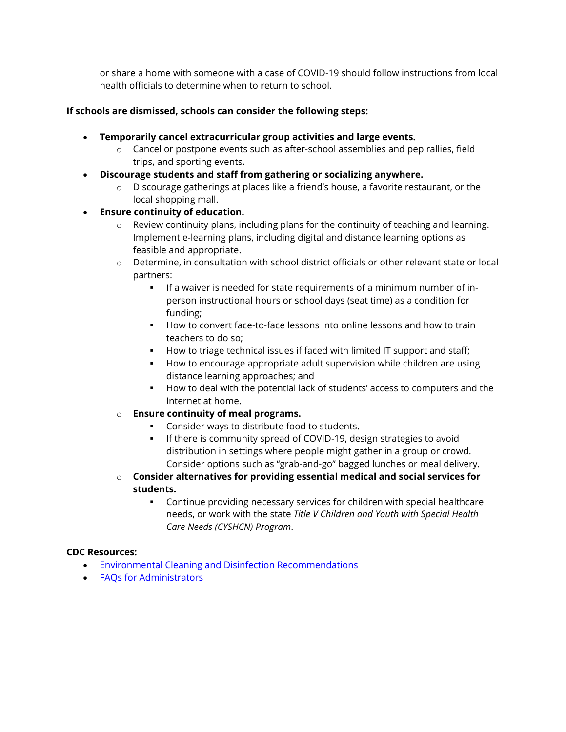or share a home with someone with a case of COVID-19 should follow instructions from local health officials to determine when to return to school.

**If schools are dismissed, schools can consider the following steps:**

- **Temporarily cancel extracurricular group activities and large events.**
  - Cancel or postpone events such as after-school assemblies and pep rallies, field trips, and sporting events.
- **Discourage students and staff from gathering or socializing anywhere.**
  - Discourage gatherings at places like a friend's house, a favorite restaurant, or the local shopping mall.
- **Ensure continuity of education.**
  - Review continuity plans, including plans for the continuity of teaching and learning. Implement e-learning plans, including digital and distance learning options as feasible and appropriate.
  - Determine, in consultation with school district officials or other relevant state or local partners:
    - If a waiver is needed for state requirements of a minimum number of in-person instructional hours or school days (seat time) as a condition for funding;
    - How to convert face-to-face lessons into online lessons and how to train teachers to do so;
    - How to triage technical issues if faced with limited IT support and staff;
    - How to encourage appropriate adult supervision while children are using distance learning approaches; and
    - How to deal with the potential lack of students' access to computers and the Internet at home.
  - **Ensure continuity of meal programs.**
    - Consider ways to distribute food to students.
    - If there is community spread of COVID-19, design strategies to avoid distribution in settings where people might gather in a group or crowd. Consider options such as "grab-and-go" bagged lunches or meal delivery.
  - **Consider alternatives for providing essential medical and social services for students.**
    - Continue providing necessary services for children with special healthcare needs, or work with the state *Title V Children and Youth with Special Health Care Needs (CYSHCN) Program*.

**CDC Resources:**

- Environmental Cleaning and Disinfection Recommendations
- FAQs for Administrators